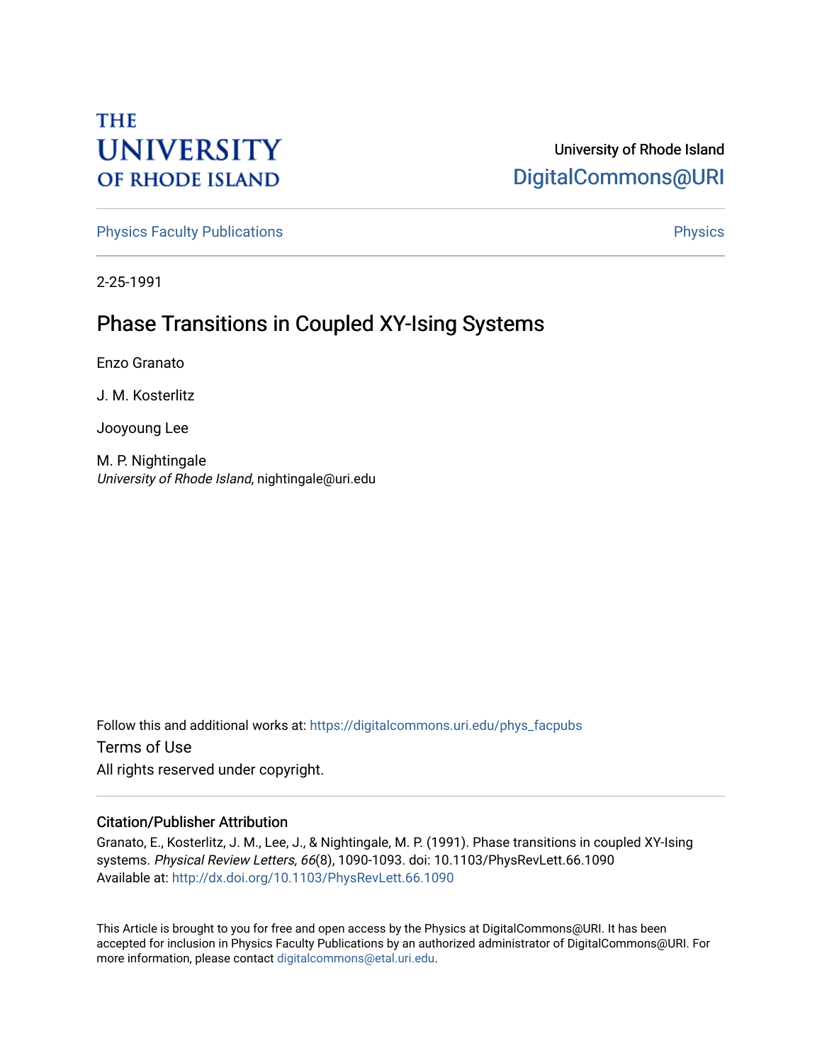THE UNIVERSITY OF RHODE ISLAND

University of Rhode Island
DigitalCommons@URI

Physics Faculty Publications | Physics

2-25-1991

# Phase Transitions in Coupled XY-Ising Systems

Enzo Granato

J. M. Kosterlitz

Jooyoung Lee

M. P. Nightingale
*University of Rhode Island*, nightingale@uri.edu

Follow this and additional works at: https://digitalcommons.uri.edu/phys_facpubs

Terms of Use
All rights reserved under copyright.

### Citation/Publisher Attribution

Granato, E., Kosterlitz, J. M., Lee, J., & Nightingale, M. P. (1991). Phase transitions in coupled XY-Ising systems. *Physical Review Letters, 66*(8), 1090-1093. doi: 10.1103/PhysRevLett.66.1090
Available at: http://dx.doi.org/10.1103/PhysRevLett.66.1090

This Article is brought to you for free and open access by the Physics at DigitalCommons@URI. It has been accepted for inclusion in Physics Faculty Publications by an authorized administrator of DigitalCommons@URI. For more information, please contact digitalcommons@etal.uri.edu.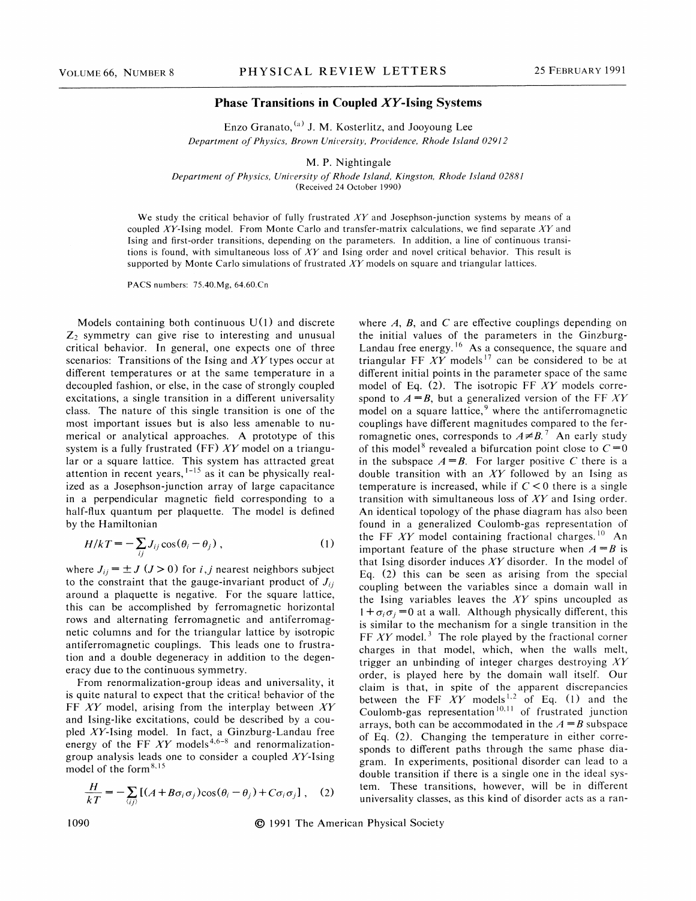# Phase Transitions in Coupled *XY*-Ising Systems

Enzo Granato,[a] J. M. Kosterlitz, and Jooyoung Lee

*Department of Physics, Brown University, Providence, Rhode Island 02912*

M. P. Nightingale

*Department of Physics, University of Rhode Island, Kingston, Rhode Island 02881*

(Received 24 October 1990)

We study the critical behavior of fully frustrated *XY* and Josephson-junction systems by means of a coupled *XY*-Ising model. From Monte Carlo and transfer-matrix calculations, we find separate *XY* and Ising and first-order transitions, depending on the parameters. In addition, a line of continuous transitions is found, with simultaneous loss of *XY* and Ising order and novel critical behavior. This result is supported by Monte Carlo simulations of frustrated *XY* models on square and triangular lattices.

PACS numbers: 75.40.Mg, 64.60.Cn

Models containing both continuous U(1) and discrete $Z_2$ symmetry can give rise to interesting and unusual critical behavior. In general, one expects one of three scenarios: Transitions of the Ising and *XY* types occur at different temperatures or at the same temperature in a decoupled fashion, or else, in the case of strongly coupled excitations, a single transition in a different universality class. The nature of this single transition is one of the most important issues but is also less amenable to numerical or analytical approaches. A prototype of this system is a fully frustrated (FF) *XY* model on a triangular or a square lattice. This system has attracted great attention in recent years,[1-15] as it can be physically realized as a Josephson-junction array of large capacitance in a perpendicular magnetic field corresponding to a half-flux quantum per plaquette. The model is defined by the Hamiltonian

$$H/kT = -\sum_{ij} J_{ij}\cos(\theta_i - \theta_j)\,, \tag{1}$$

where $J_{ij} = \pm J$ $(J>0)$ for $i,j$ nearest neighbors subject to the constraint that the gauge-invariant product of $J_{ij}$ around a plaquette is negative. For the square lattice, this can be accomplished by ferromagnetic horizontal rows and alternating ferromagnetic and antiferromagnetic columns and for the triangular lattice by isotropic antiferromagnetic couplings. This leads one to frustration and a double degeneracy in addition to the degeneracy due to the continuous symmetry.

From renormalization-group ideas and universality, it is quite natural to expect that the critical behavior of the FF *XY* model, arising from the interplay between *XY* and Ising-like excitations, could be described by a coupled *XY*-Ising model. In fact, a Ginzburg-Landau free energy of the FF *XY* models[4,6-8] and renormalization-group analysis leads one to consider a coupled *XY*-Ising model of the form[8,15]

$$\frac{H}{kT} = -\sum_{\langle ij\rangle}[(A + B\sigma_i\sigma_j)\cos(\theta_i-\theta_j) + C\sigma_i\sigma_j]\,, \tag{2}$$

where $A$, $B$, and $C$ are effective couplings depending on the initial values of the parameters in the Ginzburg-Landau free energy.[16] As a consequence, the square and triangular FF *XY* models[17] can be considered to be at different initial points in the parameter space of the same model of Eq. (2). The isotropic FF *XY* models correspond to $A=B$, but a generalized version of the FF *XY* model on a square lattice,[9] where the antiferromagnetic couplings have different magnitudes compared to the ferromagnetic ones, corresponds to $A \neq B$.[7] An early study of this model[8] revealed a bifurcation point close to $C=0$ in the subspace $A=B$. For larger positive $C$ there is a double transition with an *XY* followed by an Ising as temperature is increased, while if $C<0$ there is a single transition with simultaneous loss of *XY* and Ising order. An identical topology of the phase diagram has also been found in a generalized Coulomb-gas representation of the FF *XY* model containing fractional charges.[10] An important feature of the phase structure when $A=B$ is that Ising disorder induces *XY* disorder. In the model of Eq. (2) this can be seen as arising from the special coupling between the variables since a domain wall in the Ising variables leaves the *XY* spins uncoupled as $1+\sigma_i\sigma_j = 0$ at a wall. Although physically different, this is similar to the mechanism for a single transition in the FF *XY* model.[3] The role played by the fractional corner charges in that model, which, when the walls melt, trigger an unbinding of integer charges destroying *XY* order, is played here by the domain wall itself. Our claim is that, in spite of the apparent discrepancies between the FF *XY* models[1,2] of Eq. (1) and the Coulomb-gas representation[10,11] of frustrated junction arrays, both can be accommodated in the $A=B$ subspace of Eq. (2). Changing the temperature in either corresponds to different paths through the same phase diagram. In experiments, positional disorder can lead to a double transition if there is a single one in the ideal system. These transitions, however, will be in different universality classes, as this kind of disorder acts as a ran-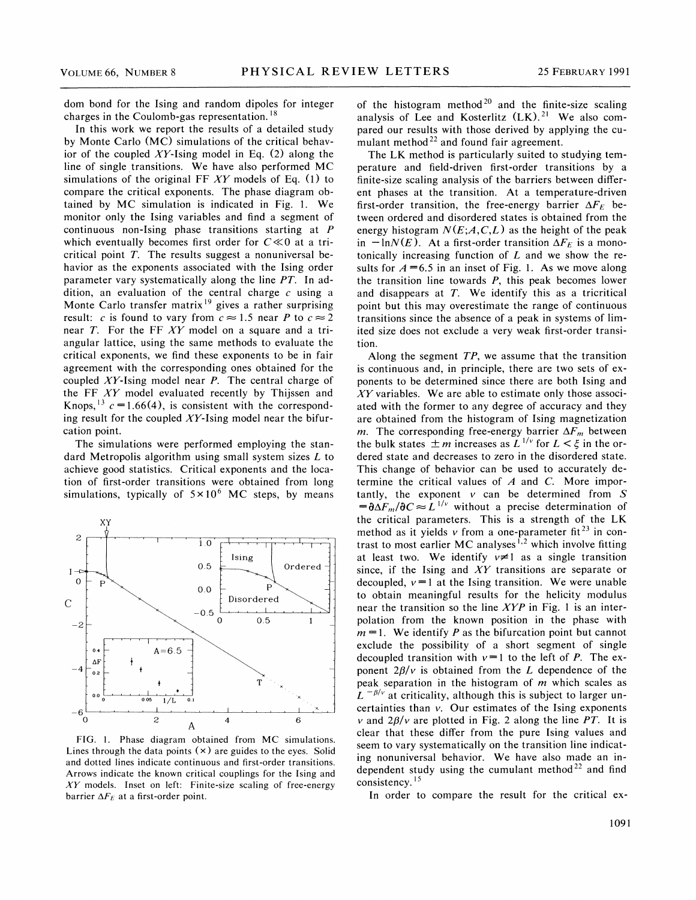dom bond for the Ising and random dipoles for integer charges in the Coulomb-gas representation.[18]

In this work we report the results of a detailed study by Monte Carlo (MC) simulations of the critical behavior of the coupled $XY$-Ising model in Eq. (2) along the line of single transitions. We have also performed MC simulations of the original FF $XY$ models of Eq. (1) to compare the critical exponents. The phase diagram obtained by MC simulation is indicated in Fig. 1. We monitor only the Ising variables and find a segment of continuous non-Ising phase transitions starting at $P$ which eventually becomes first order for $C \ll 0$ at a tricritical point $T$. The results suggest a nonuniversal behavior as the exponents associated with the Ising order parameter vary systematically along the line $PT$. In addition, an evaluation of the central charge $c$ using a Monte Carlo transfer matrix[19] gives a rather surprising result: $c$ is found to vary from $c \approx 1.5$ near $P$ to $c \approx 2$ near $T$. For the FF $XY$ model on a square and a triangular lattice, using the same methods to evaluate the critical exponents, we find these exponents to be in fair agreement with the corresponding ones obtained for the coupled $XY$-Ising model near $P$. The central charge of the FF $XY$ model evaluated recently by Thijssen and Knops,[13] $c = 1.66(4)$, is consistent with the corresponding result for the coupled $XY$-Ising model near the bifurcation point.

The simulations were performed employing the standard Metropolis algorithm using small system sizes $L$ to achieve good statistics. Critical exponents and the location of first-order transitions were obtained from long simulations, typically of $5 \times 10^6$ MC steps, by means of the histogram method[20] and the finite-size scaling analysis of Lee and Kosterlitz (LK).[21] We also compared our results with those derived by applying the cumulant method[22] and found fair agreement.

FIG. 1. Phase diagram obtained from MC simulations. Lines through the data points (×) are guides to the eyes. Solid and dotted lines indicate continuous and first-order transitions. Arrows indicate the known critical couplings for the Ising and $XY$ models. Inset on left: Finite-size scaling of free-energy barrier $\Delta F_E$ at a first-order point.

The LK method is particularly suited to studying temperature and field-driven first-order transitions by a finite-size scaling analysis of the barriers between different phases at the transition. At a temperature-driven first-order transition, the free-energy barrier $\Delta F_E$ between ordered and disordered states is obtained from the energy histogram $N(E;A,C,L)$ as the height of the peak in $-\ln N(E)$. At a first-order transition $\Delta F_E$ is a monotonically increasing function of $L$ and we show the results for $A = 6.5$ in an inset of Fig. 1. As we move along the transition line towards $P$, this peak becomes lower and disappears at $T$. We identify this as a tricritical point but this may overestimate the range of continuous transitions since the absence of a peak in systems of limited size does not exclude a very weak first-order transition.

Along the segment $TP$, we assume that the transition is continuous and, in principle, there are two sets of exponents to be determined since there are both Ising and $XY$ variables. We are able to estimate only those associated with the former to any degree of accuracy and they are obtained from the histogram of Ising magnetization $m$. The corresponding free-energy barrier $\Delta F_m$ between the bulk states $\pm m$ increases as $L^{1/\nu}$ for $L < \xi$ in the ordered state and decreases to zero in the disordered state. This change of behavior can be used to accurately determine the critical values of $A$ and $C$. More importantly, the exponent $\nu$ can be determined from $S = \partial \Delta F_m / \partial C \approx L^{1/\nu}$ without a precise determination of the critical parameters. This is a strength of the LK method as it yields $\nu$ from a one-parameter fit[23] in contrast to most earlier MC analyses[1,2] which involve fitting at least two. We identify $\nu \neq 1$ as a single transition since, if the Ising and $XY$ transitions are separate or decoupled, $\nu = 1$ at the Ising transition. We were unable to obtain meaningful results for the helicity modulus near the transition so the line $XYP$ in Fig. 1 is an interpolation from the known position in the phase with $m = 1$. We identify $P$ as the bifurcation point but cannot exclude the possibility of a short segment of single decoupled transition with $\nu = 1$ to the left of $P$. The exponent $2\beta/\nu$ is obtained from the $L$ dependence of the peak separation in the histogram of $m$ which scales as $L^{-\beta/\nu}$ at criticality, although this is subject to larger uncertainties than $\nu$. Our estimates of the Ising exponents $\nu$ and $2\beta/\nu$ are plotted in Fig. 2 along the line $PT$. It is clear that these differ from the pure Ising values and seem to vary systematically on the transition line indicating nonuniversal behavior. We have also made an independent study using the cumulant method[22] and find consistency.[15]

In order to compare the result for the critical ex-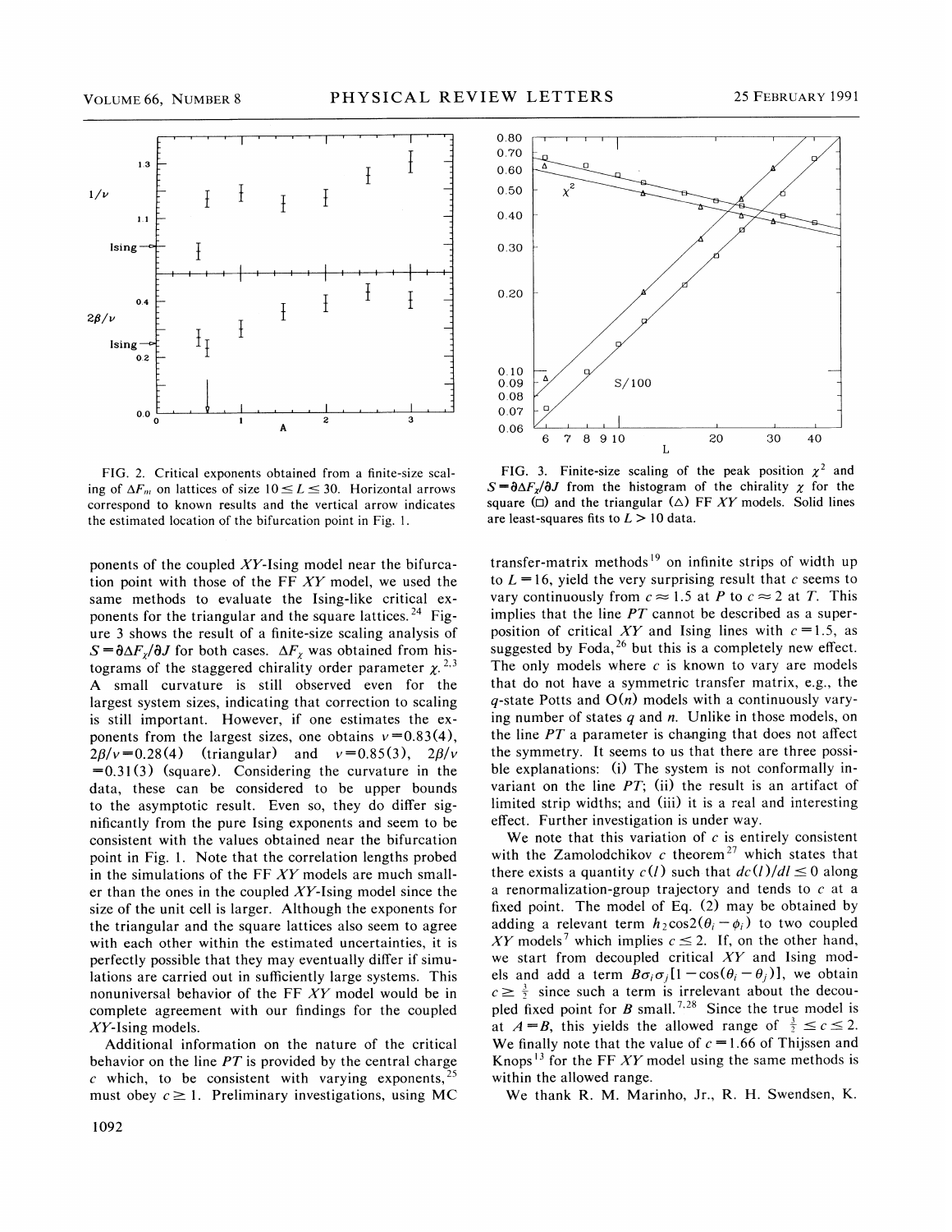FIG. 2. Critical exponents obtained from a finite-size scaling of $\Delta F_m$ on lattices of size $10 \le L \le 30$. Horizontal arrows correspond to known results and the vertical arrow indicates the estimated location of the bifurcation point in Fig. 1.

FIG. 3. Finite-size scaling of the peak position $\chi^2$ and $S = \partial \Delta F_\chi / \partial J$ from the histogram of the chirality $\chi$ for the square (□) and the triangular (△) FF $XY$ models. Solid lines are least-squares fits to $L > 10$ data.

ponents of the coupled $XY$-Ising model near the bifurcation point with those of the FF $XY$ model, we used the same methods to evaluate the Ising-like critical exponents for the triangular and the square lattices.[24] Figure 3 shows the result of a finite-size scaling analysis of $S = \partial \Delta F_\chi / \partial J$ for both cases. $\Delta F_\chi$ was obtained from histograms of the staggered chirality order parameter $\chi$.[2,3] A small curvature is still observed even for the largest system sizes, indicating that correction to scaling is still important. However, if one estimates the exponents from the largest sizes, one obtains $\nu = 0.83(4)$, $2\beta/\nu = 0.28(4)$ (triangular) and $\nu = 0.85(3)$, $2\beta/\nu = 0.31(3)$ (square). Considering the curvature in the data, these can be considered to be upper bounds to the asymptotic result. Even so, they do differ significantly from the pure Ising exponents and seem to be consistent with the values obtained near the bifurcation point in Fig. 1. Note that the correlation lengths probed in the simulations of the FF $XY$ models are much smaller than the ones in the coupled $XY$-Ising model since the size of the unit cell is larger. Although the exponents for the triangular and the square lattices also seem to agree with each other within the estimated uncertainties, it is perfectly possible that they may eventually differ if simulations are carried out in sufficiently large systems. This nonuniversal behavior of the FF $XY$ model would be in complete agreement with our findings for the coupled $XY$-Ising models.

Additional information on the nature of the critical behavior on the line $PT$ is provided by the central charge $c$ which, to be consistent with varying exponents,[25] must obey $c \ge 1$. Preliminary investigations, using MC transfer-matrix methods[19] on infinite strips of width up to $L = 16$, yield the very surprising result that $c$ seems to vary continuously from $c \approx 1.5$ at $P$ to $c \approx 2$ at $T$. This implies that the line $PT$ cannot be described as a superposition of critical $XY$ and Ising lines with $c = 1.5$, as suggested by Foda,[26] but this is a completely new effect. The only models where $c$ is known to vary are models that do not have a symmetric transfer matrix, e.g., the $q$-state Potts and O($n$) models with a continuously varying number of states $q$ and $n$. Unlike in those models, on the line $PT$ a parameter is changing that does not affect the symmetry. It seems to us that there are three possible explanations: (i) The system is not conformally invariant on the line $PT$; (ii) the result is an artifact of limited strip widths; and (iii) it is a real and interesting effect. Further investigation is under way.

We note that this variation of $c$ is entirely consistent with the Zamolodchikov $c$ theorem[27] which states that there exists a quantity $c(l)$ such that $dc(l)/dl \le 0$ along a renormalization-group trajectory and tends to $c$ at a fixed point. The model of Eq. (2) may be obtained by adding a relevant term $h_2 \cos 2(\theta_i - \phi_i)$ to two coupled $XY$ models[7] which implies $c \le 2$. If, on the other hand, we start from decoupled critical $XY$ and Ising models and add a term $B\sigma_i \sigma_j [1 - \cos(\theta_i - \theta_j)]$, we obtain $c \ge \frac{3}{2}$ since such a term is irrelevant about the decoupled fixed point for $B$ small.[7,28] Since the true model is at $A = B$, this yields the allowed range of $\frac{3}{2} \le c \le 2$. We finally note that the value of $c = 1.66$ of Thijssen and Knops[13] for the FF $XY$ model using the same methods is within the allowed range.

We thank R. M. Marinho, Jr., R. H. Swendsen, K.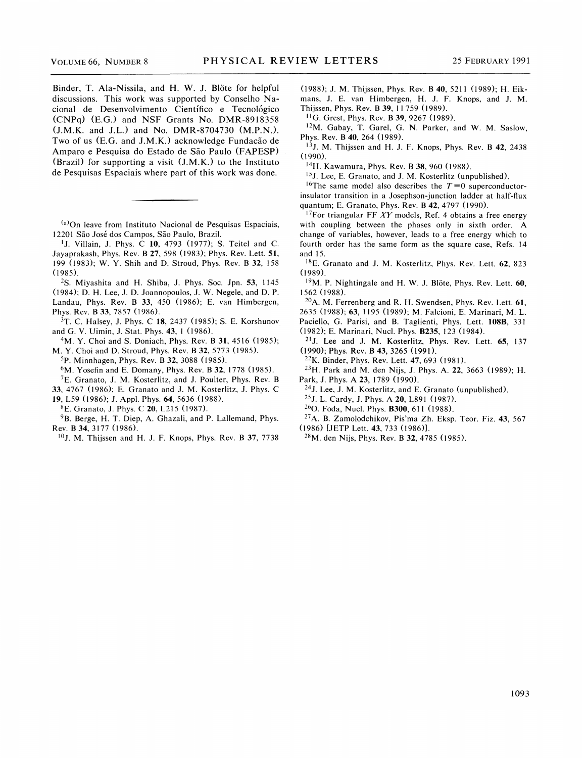Binder, T. Ala-Nissila, and H. W. J. Blöte for helpful discussions. This work was supported by Conselho Nacional de Desenvolvimento Científico e Tecnológico (CNPq) (E.G.) and NSF Grants No. DMR-8918358 (J.M.K. and J.L.) and No. DMR-8704730 (M.P.N.). Two of us (E.G. and J.M.K.) acknowledge Fundacão de Amparo e Pesquisa do Estado de São Paulo (FAPESP) (Brazil) for supporting a visit (J.M.K.) to the Instituto de Pesquisas Espaciais where part of this work was done.

---

[(a)]On leave from Instituto Nacional de Pesquisas Espaciais, 12201 São José dos Campos, São Paulo, Brazil.

[1]J. Villain, J. Phys. C **10**, 4793 (1977); S. Teitel and C. Jayaprakash, Phys. Rev. B **27**, 598 (1983); Phys. Rev. Lett. **51**, 199 (1983); W. Y. Shih and D. Stroud, Phys. Rev. B **32**, 158 (1985).

[2]S. Miyashita and H. Shiba, J. Phys. Soc. Jpn. **53**, 1145 (1984); D. H. Lee, J. D. Joannopoulos, J. W. Negele, and D. P. Landau, Phys. Rev. B **33**, 450 (1986); E. van Himbergen, Phys. Rev. B **33**, 7857 (1986).

[3]T. C. Halsey, J. Phys. C **18**, 2437 (1985); S. E. Korshunov and G. V. Uimin, J. Stat. Phys. **43**, 1 (1986).

[4]M. Y. Choi and S. Doniach, Phys. Rev. B **31**, 4516 (1985); M. Y. Choi and D. Stroud, Phys. Rev. B **32**, 5773 (1985).

[5]P. Minnhagen, Phys. Rev. B **32**, 3088 (1985).

[6]M. Yosefin and E. Domany, Phys. Rev. B **32**, 1778 (1985).

[7]E. Granato, J. M. Kosterlitz, and J. Poulter, Phys. Rev. B **33**, 4767 (1986); E. Granato and J. M. Kosterlitz, J. Phys. C **19**, L59 (1986); J. Appl. Phys. **64**, 5636 (1988).

[8]E. Granato, J. Phys. C **20**, L215 (1987).

[9]B. Berge, H. T. Diep, A. Ghazali, and P. Lallemand, Phys. Rev. B **34**, 3177 (1986).

[10]J. M. Thijssen and H. J. F. Knops, Phys. Rev. B **37**, 7738 (1988); J. M. Thijssen, Phys. Rev. B **40**, 5211 (1989); H. Eikmans, J. E. van Himbergen, H. J. F. Knops, and J. M. Thijssen, Phys. Rev. B **39**, 11759 (1989).

[11]G. Grest, Phys. Rev. B **39**, 9267 (1989).

[12]M. Gabay, T. Garel, G. N. Parker, and W. M. Saslow, Phys. Rev. B **40**, 264 (1989).

[13]J. M. Thijssen and H. J. F. Knops, Phys. Rev. B **42**, 2438 (1990).

[14]H. Kawamura, Phys. Rev. B **38**, 960 (1988).

[15]J. Lee, E. Granato, and J. M. Kosterlitz (unpublished).

[16]The same model also describes the $T=0$ superconductor-insulator transition in a Josephson-junction ladder at half-flux quantum; E. Granato, Phys. Rev. B **42**, 4797 (1990).

[17]For triangular FF *XY* models, Ref. 4 obtains a free energy with coupling between the phases only in sixth order. A change of variables, however, leads to a free energy which to fourth order has the same form as the square case, Refs. 14 and 15.

[18]E. Granato and J. M. Kosterlitz, Phys. Rev. Lett. **62**, 823 (1989).

[19]M. P. Nightingale and H. W. J. Blöte, Phys. Rev. Lett. **60**, 1562 (1988).

[20]A. M. Ferrenberg and R. H. Swendsen, Phys. Rev. Lett. **61**, 2635 (1988); **63**, 1195 (1989); M. Falcioni, E. Marinari, M. L. Paciello, G. Parisi, and B. Taglienti, Phys. Lett. **108B**, 331 (1982); E. Marinari, Nucl. Phys. **B235**, 123 (1984).

[21]J. Lee and J. M. Kosterlitz, Phys. Rev. Lett. **65**, 137 (1990); Phys. Rev. B **43**, 3265 (1991).

[22]K. Binder, Phys. Rev. Lett. **47**, 693 (1981).

[23]H. Park and M. den Nijs, J. Phys. A. **22**, 3663 (1989); H. Park, J. Phys. A **23**, 1789 (1990).

[24]J. Lee, J. M. Kosterlitz, and E. Granato (unpublished).

[25]J. L. Cardy, J. Phys. A **20**, L891 (1987).

[26]O. Foda, Nucl. Phys. **B300**, 611 (1988).

[27]A. B. Zamolodchikov, Pis'ma Zh. Eksp. Teor. Fiz. **43**, 567 (1986) [JETP Lett. **43**, 733 (1986)].

[28]M. den Nijs, Phys. Rev. B **32**, 4785 (1985).